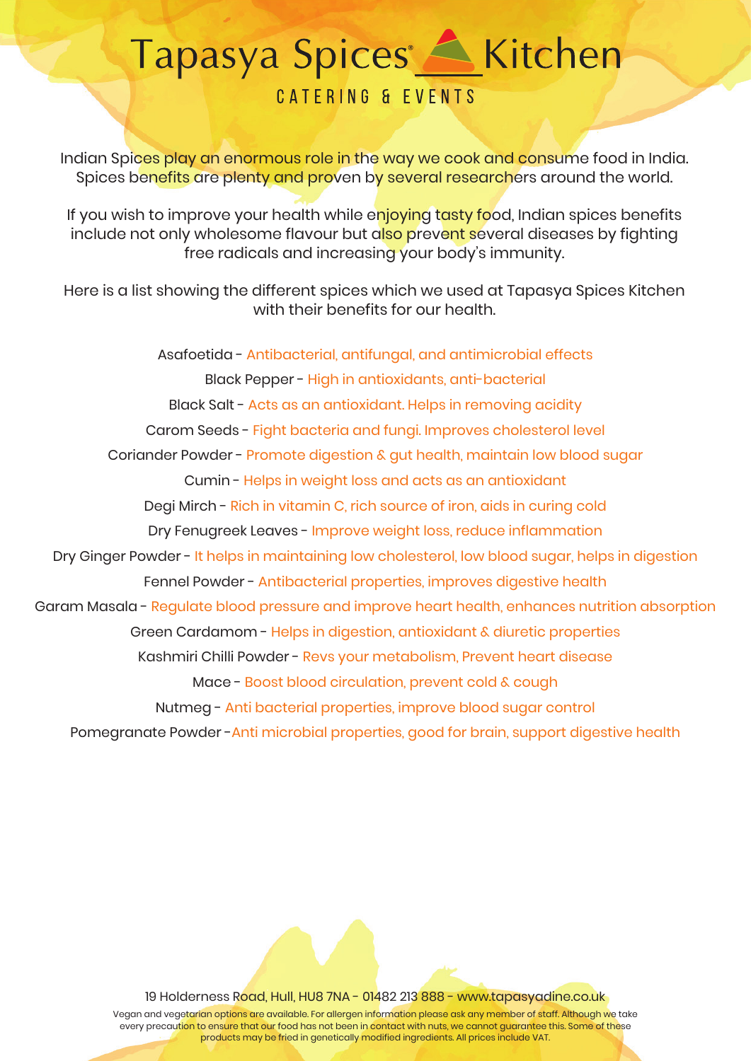# Tapasya Spices Kitchen

## CATERING & EVENTS

Indian Spices play an enormous role in the way we cook and consume food in India. Spices benefits are plenty and proven by several researchers around the world.

If you wish to improve your health while enjoying tasty food, Indian spices benefits include not only wholesome flavour but also prevent several diseases by fighting free radicals and increasing your body's immunity.

Here is a list showing the different spices which we used at Tapasya Spices Kitchen with their benefits for our health.

Asafoetida - Antibacterial, antifungal, and antimicrobial effects

Black Pepper - High in antioxidants, anti-bacterial

Black Salt - Acts as an antioxidant. Helps in removing acidity

Carom Seeds - Fight bacteria and fungi. Improves cholesterol level

Coriander Powder - Promote digestion & gut health, maintain low blood sugar

Cumin - Helps in weight loss and acts as an antioxidant

Degi Mirch - Rich in vitamin C, rich source of iron, aids in curing cold

Dry Fenugreek Leaves - Improve weight loss, reduce inflammation

Dry Ginger Powder - It helps in maintaining low cholesterol, low blood sugar, helps in digestion

Fennel Powder - Antibacterial properties, improves digestive health

Garam Masala - Regulate blood pressure and improve heart health, enhances nutrition absorption

Green Cardamom - Helps in digestion, antioxidant & diuretic properties

Kashmiri Chilli Powder - Revs your metabolism, Prevent heart disease

Mace - Boost blood circulation, prevent cold & cough

Nutmeg - Anti bacterial properties, improve blood sugar control

Pomegranate Powder -Anti microbial properties, good for brain, support digestive health

19 Holderness Road, Hull, HU8 7NA - 01482 213 888 - www.tapasyadine.co.uk

Vegan and vegetarian options are available. For allergen information please ask any member of staff. Although we take every precaution to ensure that our food has not been in contact with nuts, we cannot guarantee this. Some of these products may be fried in genetically modified ingredients. All prices include VAT.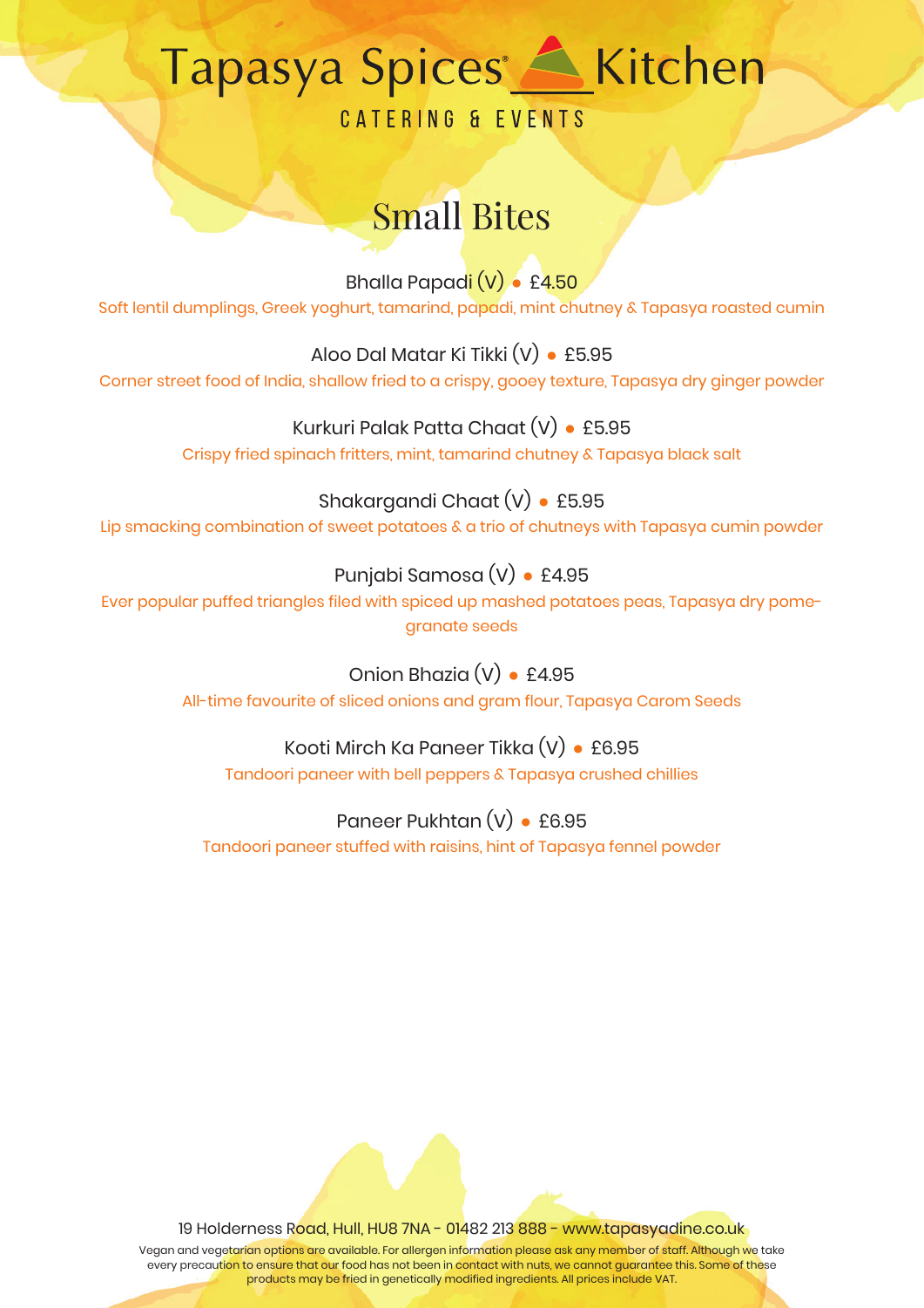# Tapasya Spices Kitchen

CATERING & EVENTS

## Small Bites

**Bhalla Papadi (V) • £4.50**
Soft lentil dumplings, Greek yoghurt, tamarind, papadi, mint chutney & Tapasya roasted cumin

**Aloo Dal Matar Ki Tikki (V) • £5.95**
Corner street food of India, shallow fried to a crispy, gooey texture, Tapasya dry ginger powder

**Kurkuri Palak Patta Chaat (V) • £5.95**
Crispy fried spinach fritters, mint, tamarind chutney & Tapasya black salt

**Shakargandi Chaat (V) • £5.95**
Lip smacking combination of sweet potatoes & a trio of chutneys with Tapasya cumin powder

**Punjabi Samosa (V) • £4.95**
Ever popular puffed triangles filed with spiced up mashed potatoes peas, Tapasya dry pomegranate seeds

**Onion Bhazia (V) • £4.95**
All-time favourite of sliced onions and gram flour, Tapasya Carom Seeds

**Kooti Mirch Ka Paneer Tikka (V) • £6.95**
Tandoori paneer with bell peppers & Tapasya crushed chillies

**Paneer Pukhtan (V) • £6.95**
Tandoori paneer stuffed with raisins, hint of Tapasya fennel powder

19 Holderness Road, Hull, HU8 7NA - 01482 213 888 - www.tapasyadine.co.uk

Vegan and vegetarian options are available. For allergen information please ask any member of staff. Although we take every precaution to ensure that our food has not been in contact with nuts, we cannot guarantee this. Some of these products may be fried in genetically modified ingredients. All prices include VAT.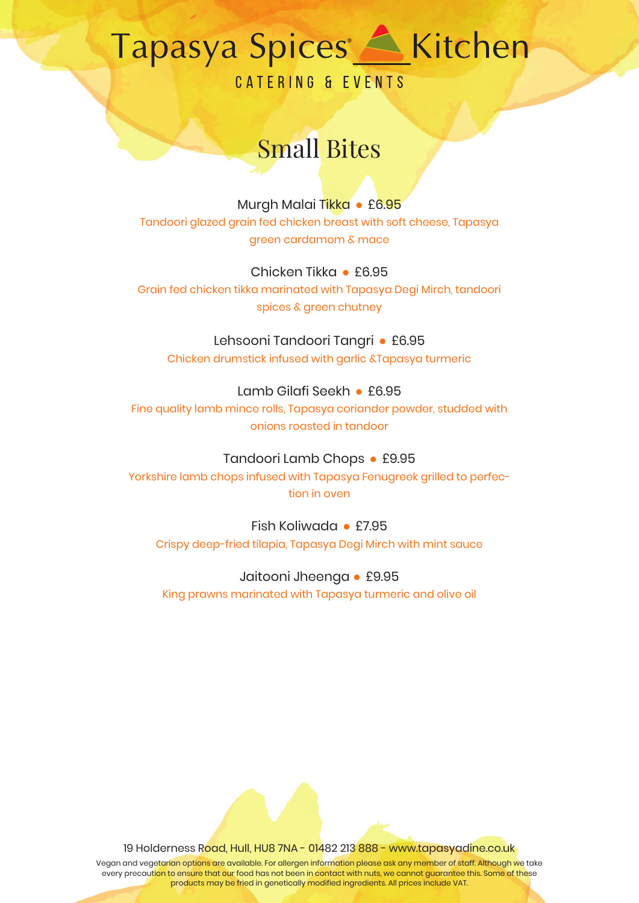# Tapasya Spices Kitchen

CATERING & EVENTS

## Small Bites

**Murgh Malai Tikka • £6.95**
Tandoori glazed grain fed chicken breast with soft cheese, Tapasya green cardamom & mace

**Chicken Tikka • £6.95**
Grain fed chicken tikka marinated with Tapasya Degi Mirch, tandoori spices & green chutney

**Lehsooni Tandoori Tangri • £6.95**
Chicken drumstick infused with garlic &Tapasya turmeric

**Lamb Gilafi Seekh • £6.95**
Fine quality lamb mince rolls, Tapasya coriander powder, studded with onions roasted in tandoor

**Tandoori Lamb Chops • £9.95**
Yorkshire lamb chops infused with Tapasya Fenugreek grilled to perfection in oven

**Fish Koliwada • £7.95**
Crispy deep-fried tilapia, Tapasya Degi Mirch with mint sauce

**Jaitooni Jheenga • £9.95**
King prawns marinated with Tapasya turmeric and olive oil

19 Holderness Road, Hull, HU8 7NA - 01482 213 888 - www.tapasyadine.co.uk

Vegan and vegetarian options are available. For allergen information please ask any member of staff. Although we take every precaution to ensure that our food has not been in contact with nuts, we cannot guarantee this. Some of these products may be fried in genetically modified ingredients. All prices include VAT.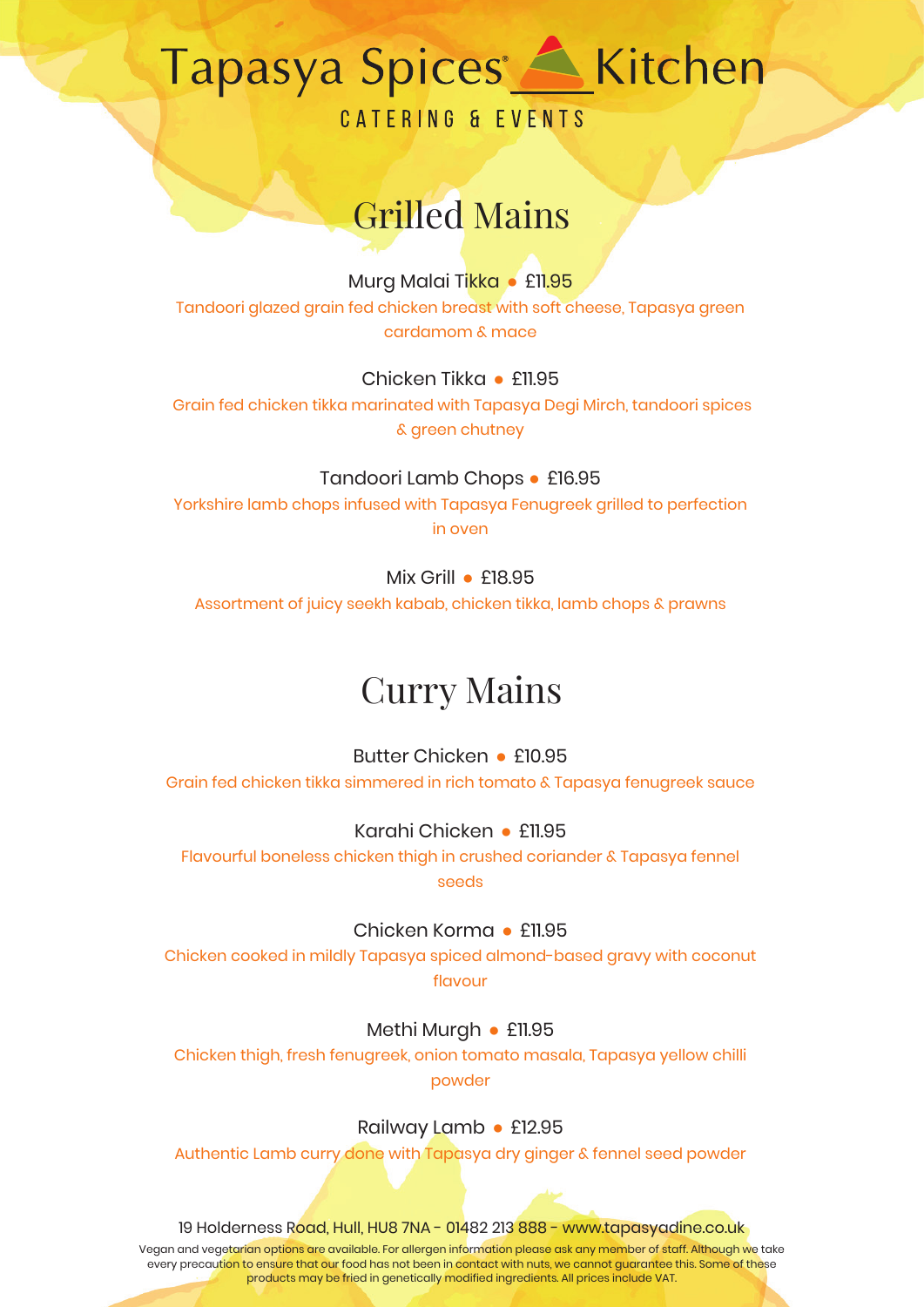# Tapasya Spices Kitchen

CATERING & EVENTS

## Grilled Mains

**Murg Malai Tikka • £11.95**

Tandoori glazed grain fed chicken breast with soft cheese, Tapasya green cardamom & mace

**Chicken Tikka • £11.95**

Grain fed chicken tikka marinated with Tapasya Degi Mirch, tandoori spices & green chutney

**Tandoori Lamb Chops • £16.95**

Yorkshire lamb chops infused with Tapasya Fenugreek grilled to perfection in oven

**Mix Grill • £18.95**

Assortment of juicy seekh kabab, chicken tikka, lamb chops & prawns

## Curry Mains

**Butter Chicken • £10.95**

Grain fed chicken tikka simmered in rich tomato & Tapasya fenugreek sauce

**Karahi Chicken • £11.95**

Flavourful boneless chicken thigh in crushed coriander & Tapasya fennel seeds

**Chicken Korma • £11.95**

Chicken cooked in mildly Tapasya spiced almond-based gravy with coconut flavour

**Methi Murgh • £11.95**

Chicken thigh, fresh fenugreek, onion tomato masala, Tapasya yellow chilli powder

**Railway Lamb • £12.95**

Authentic Lamb curry done with Tapasya dry ginger & fennel seed powder

19 Holderness Road, Hull, HU8 7NA - 01482 213 888 - www.tapasyadine.co.uk

Vegan and vegetarian options are available. For allergen information please ask any member of staff. Although we take every precaution to ensure that our food has not been in contact with nuts, we cannot guarantee this. Some of these products may be fried in genetically modified ingredients. All prices include VAT.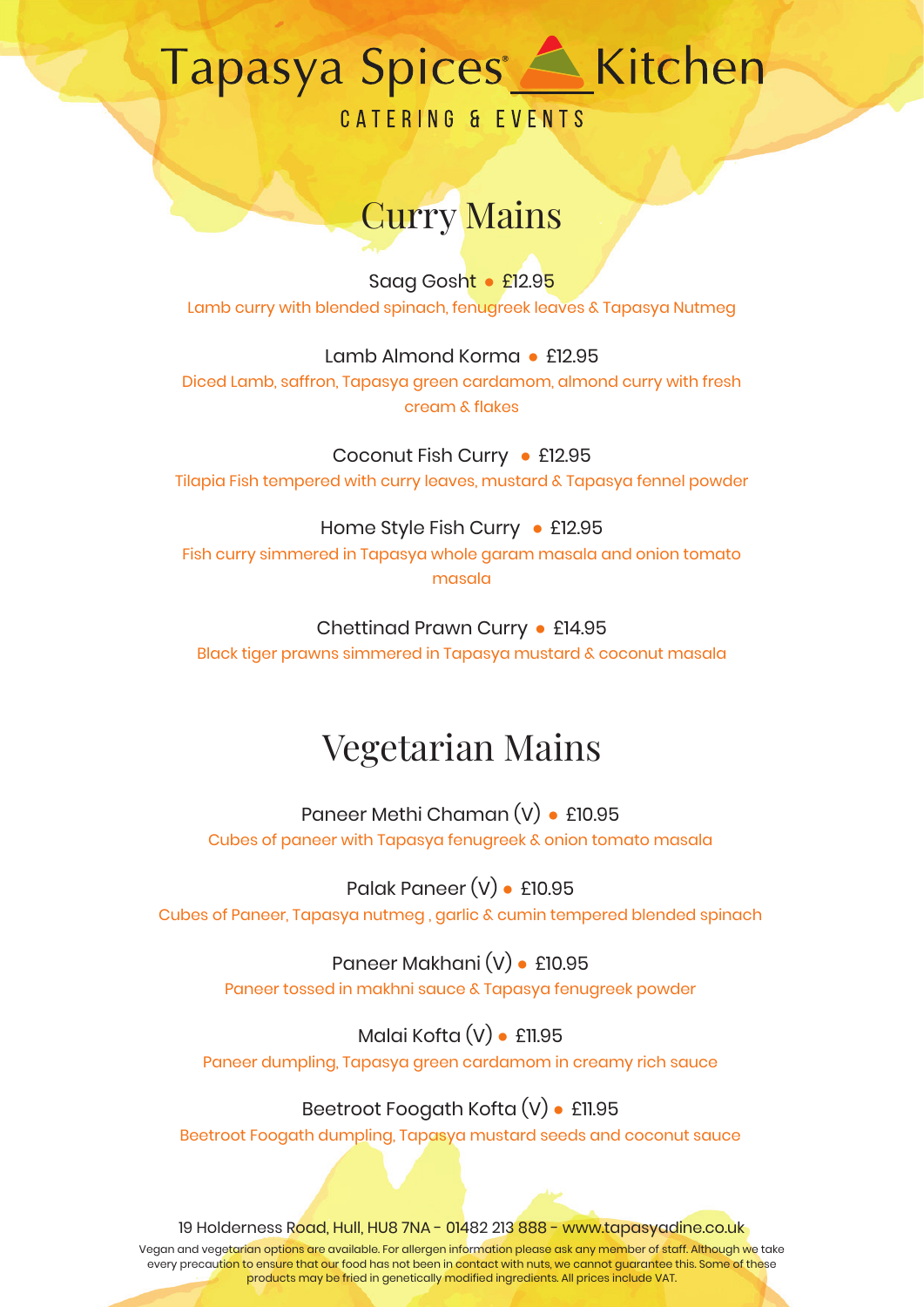# Tapasya Spices Kitchen

CATERING & EVENTS

## Curry Mains

**Saag Gosht • £12.95**
Lamb curry with blended spinach, fenugreek leaves & Tapasya Nutmeg

**Lamb Almond Korma • £12.95**
Diced Lamb, saffron, Tapasya green cardamom, almond curry with fresh cream & flakes

**Coconut Fish Curry • £12.95**
Tilapia Fish tempered with curry leaves, mustard & Tapasya fennel powder

**Home Style Fish Curry • £12.95**
Fish curry simmered in Tapasya whole garam masala and onion tomato masala

**Chettinad Prawn Curry • £14.95**
Black tiger prawns simmered in Tapasya mustard & coconut masala

## Vegetarian Mains

**Paneer Methi Chaman (V) • £10.95**
Cubes of paneer with Tapasya fenugreek & onion tomato masala

**Palak Paneer (V) • £10.95**
Cubes of Paneer, Tapasya nutmeg , garlic & cumin tempered blended spinach

**Paneer Makhani (V) • £10.95**
Paneer tossed in makhni sauce & Tapasya fenugreek powder

**Malai Kofta (V) • £11.95**
Paneer dumpling, Tapasya green cardamom in creamy rich sauce

**Beetroot Foogath Kofta (V) • £11.95**
Beetroot Foogath dumpling, Tapasya mustard seeds and coconut sauce

19 Holderness Road, Hull, HU8 7NA - 01482 213 888 - www.tapasyadine.co.uk

Vegan and vegetarian options are available. For allergen information please ask any member of staff. Although we take every precaution to ensure that our food has not been in contact with nuts, we cannot guarantee this. Some of these products may be fried in genetically modified ingredients. All prices include VAT.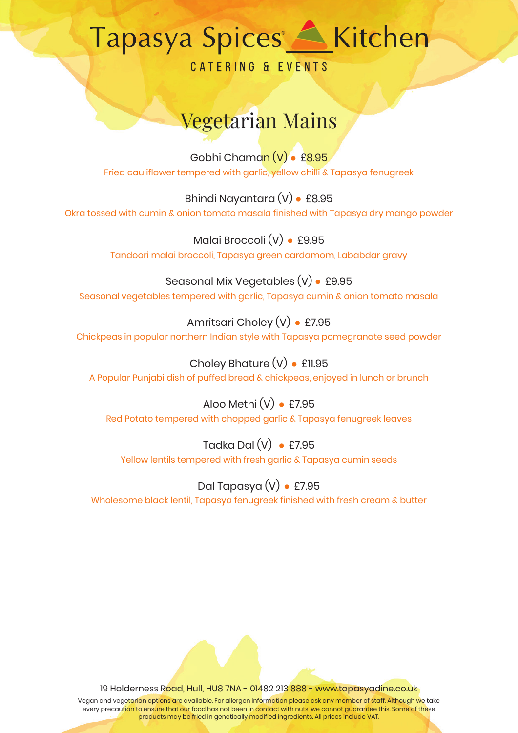# Tapasya Spices Kitchen

CATERING & EVENTS

## Vegetarian Mains

**Gobhi Chaman (V) • £8.95**
Fried cauliflower tempered with garlic, yellow chilli & Tapasya fenugreek

**Bhindi Nayantara (V) • £8.95**
Okra tossed with cumin & onion tomato masala finished with Tapasya dry mango powder

**Malai Broccoli (V) • £9.95**
Tandoori malai broccoli, Tapasya green cardamom, Lababdar gravy

**Seasonal Mix Vegetables (V) • £9.95**
Seasonal vegetables tempered with garlic, Tapasya cumin & onion tomato masala

**Amritsari Choley (V) • £7.95**
Chickpeas in popular northern Indian style with Tapasya pomegranate seed powder

**Choley Bhature (V) • £11.95**
A Popular Punjabi dish of puffed bread & chickpeas, enjoyed in lunch or brunch

**Aloo Methi (V) • £7.95**
Red Potato tempered with chopped garlic & Tapasya fenugreek leaves

**Tadka Dal (V) • £7.95**
Yellow lentils tempered with fresh garlic & Tapasya cumin seeds

**Dal Tapasya (V) • £7.95**
Wholesome black lentil, Tapasya fenugreek finished with fresh cream & butter

19 Holderness Road, Hull, HU8 7NA - 01482 213 888 - www.tapasyadine.co.uk

Vegan and vegetarian options are available. For allergen information please ask any member of staff. Although we take every precaution to ensure that our food has not been in contact with nuts, we cannot guarantee this. Some of these products may be fried in genetically modified ingredients. All prices include VAT.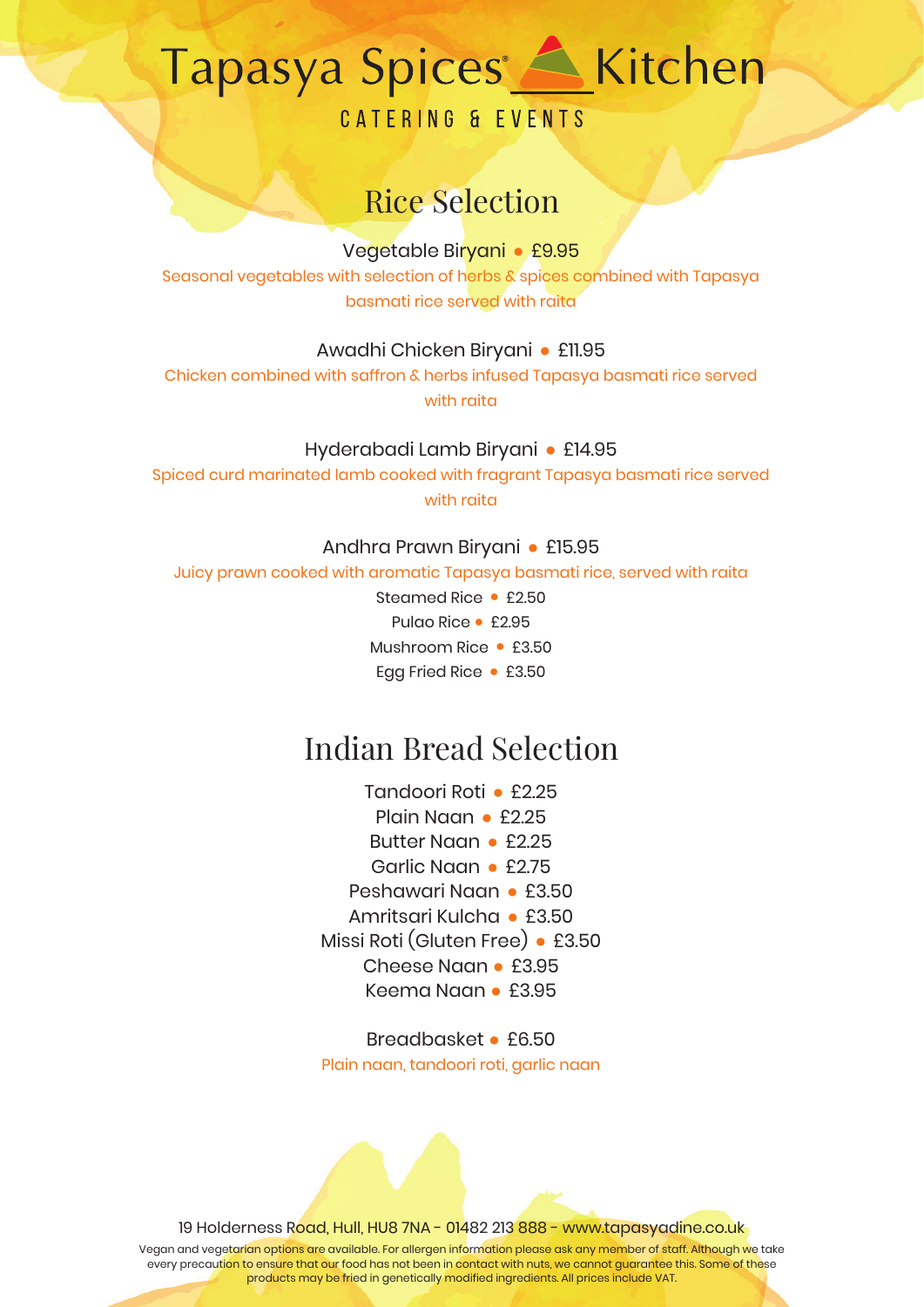# Tapasya Spices Kitchen

CATERING & EVENTS

## Rice Selection

Vegetable Biryani • £9.95

Seasonal vegetables with selection of herbs & spices combined with Tapasya basmati rice served with raita

Awadhi Chicken Biryani • £11.95

Chicken combined with saffron & herbs infused Tapasya basmati rice served with raita

Hyderabadi Lamb Biryani • £14.95

Spiced curd marinated lamb cooked with fragrant Tapasya basmati rice served with raita

Andhra Prawn Biryani • £15.95

Juicy prawn cooked with aromatic Tapasya basmati rice, served with raita

Steamed Rice • £2.50

Pulao Rice • £2.95

Mushroom Rice • £3.50

Egg Fried Rice • £3.50

## Indian Bread Selection

Tandoori Roti • £2.25

Plain Naan • £2.25

Butter Naan • £2.25

Garlic Naan • £2.75

Peshawari Naan • £3.50

Amritsari Kulcha • £3.50

Missi Roti (Gluten Free) • £3.50

Cheese Naan • £3.95

Keema Naan • £3.95

Breadbasket • £6.50

Plain naan, tandoori roti, garlic naan

19 Holderness Road, Hull, HU8 7NA - 01482 213 888 - www.tapasyadine.co.uk

Vegan and vegetarian options are available. For allergen information please ask any member of staff. Although we take every precaution to ensure that our food has not been in contact with nuts, we cannot guarantee this. Some of these products may be fried in genetically modified ingredients. All prices include VAT.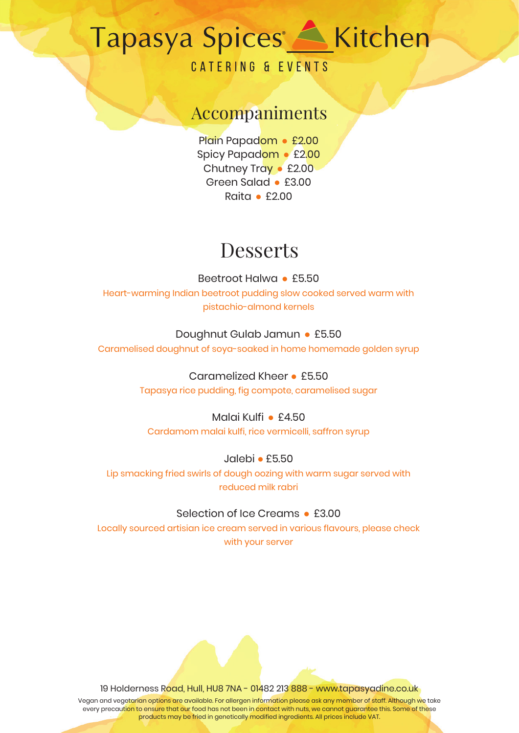# Tapasya Spices Kitchen

CATERING & EVENTS

## Accompaniments

Plain Papadom • £2.00
Spicy Papadom • £2.00
Chutney Tray • £2.00
Green Salad • £3.00
Raita • £2.00

## Desserts

Beetroot Halwa • £5.50
Heart-warming Indian beetroot pudding slow cooked served warm with pistachio-almond kernels

Doughnut Gulab Jamun • £5.50
Caramelised doughnut of soya-soaked in home homemade golden syrup

Caramelized Kheer • £5.50
Tapasya rice pudding, fig compote, caramelised sugar

Malai Kulfi • £4.50
Cardamom malai kulfi, rice vermicelli, saffron syrup

Jalebi • £5.50
Lip smacking fried swirls of dough oozing with warm sugar served with reduced milk rabri

Selection of Ice Creams • £3.00
Locally sourced artisian ice cream served in various flavours, please check with your server

19 Holderness Road, Hull, HU8 7NA - 01482 213 888 - www.tapasyadine.co.uk

Vegan and vegetarian options are available. For allergen information please ask any member of staff. Although we take every precaution to ensure that our food has not been in contact with nuts, we cannot guarantee this. Some of these products may be fried in genetically modified ingredients. All prices include VAT.